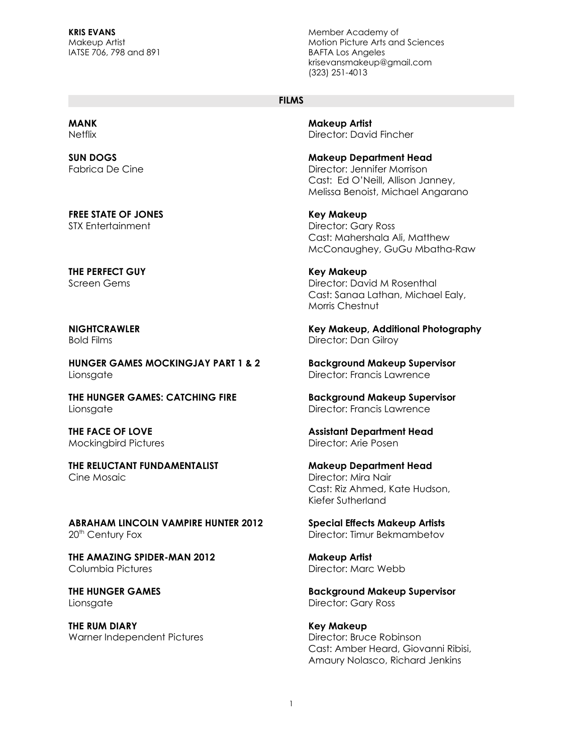**KRIS EVANS**
Makeup Artist
IATSE 706, 798 and 891

Member Academy of
Motion Picture Arts and Sciences
BAFTA Los Angeles
krisevansmakeup@gmail.com
(323) 251-4013

## FILMS

**MANK**
Netflix
**Makeup Artist**
Director: David Fincher

**SUN DOGS**
Fabrica De Cine
**Makeup Department Head**
Director: Jennifer Morrison
Cast: Ed O'Neill, Allison Janney, Melissa Benoist, Michael Angarano

**FREE STATE OF JONES**
STX Entertainment
**Key Makeup**
Director: Gary Ross
Cast: Mahershala Ali, Matthew McConaughey, GuGu Mbatha-Raw

**THE PERFECT GUY**
Screen Gems
**Key Makeup**
Director: David M Rosenthal
Cast: Sanaa Lathan, Michael Ealy, Morris Chestnut

**NIGHTCRAWLER**
Bold Films
**Key Makeup, Additional Photography**
Director: Dan Gilroy

**HUNGER GAMES MOCKINGJAY PART 1 & 2**
Lionsgate
**Background Makeup Supervisor**
Director: Francis Lawrence

**THE HUNGER GAMES: CATCHING FIRE**
Lionsgate
**Background Makeup Supervisor**
Director: Francis Lawrence

**THE FACE OF LOVE**
Mockingbird Pictures
**Assistant Department Head**
Director: Arie Posen

**THE RELUCTANT FUNDAMENTALIST**
Cine Mosaic
**Makeup Department Head**
Director: Mira Nair
Cast: Riz Ahmed, Kate Hudson, Kiefer Sutherland

**ABRAHAM LINCOLN VAMPIRE HUNTER 2012**
20th Century Fox
**Special Effects Makeup Artists**
Director: Timur Bekmambetov

**THE AMAZING SPIDER-MAN 2012**
Columbia Pictures
**Makeup Artist**
Director: Marc Webb

**THE HUNGER GAMES**
Lionsgate
**Background Makeup Supervisor**
Director: Gary Ross

**THE RUM DIARY**
Warner Independent Pictures
**Key Makeup**
Director: Bruce Robinson
Cast: Amber Heard, Giovanni Ribisi, Amaury Nolasco, Richard Jenkins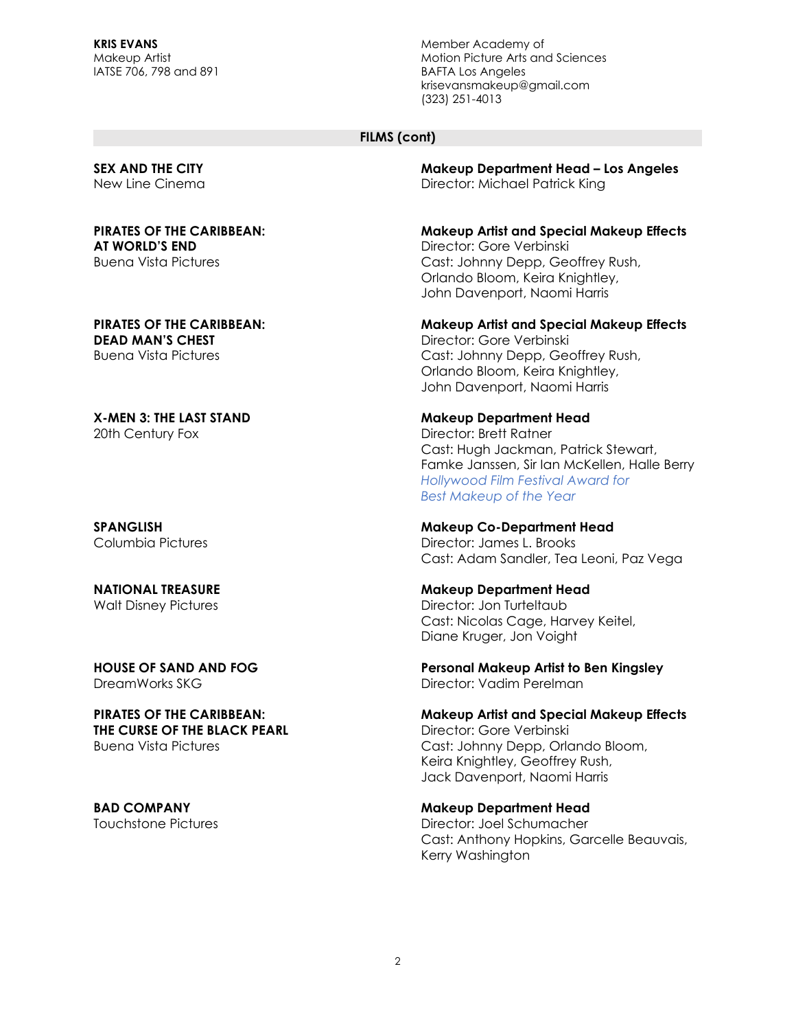**KRIS EVANS**
Makeup Artist
IATSE 706, 798 and 891

Member Academy of
Motion Picture Arts and Sciences
BAFTA Los Angeles
krisevansmakeup@gmail.com
(323) 251-4013

## FILMS (cont)

**SEX AND THE CITY**
New Line Cinema

**Makeup Department Head – Los Angeles**
Director: Michael Patrick King

**PIRATES OF THE CARIBBEAN: AT WORLD'S END**
Buena Vista Pictures

**Makeup Artist and Special Makeup Effects**
Director: Gore Verbinski
Cast: Johnny Depp, Geoffrey Rush, Orlando Bloom, Keira Knightley, John Davenport, Naomi Harris

**PIRATES OF THE CARIBBEAN: DEAD MAN'S CHEST**
Buena Vista Pictures

**Makeup Artist and Special Makeup Effects**
Director: Gore Verbinski
Cast: Johnny Depp, Geoffrey Rush, Orlando Bloom, Keira Knightley, John Davenport, Naomi Harris

**X-MEN 3: THE LAST STAND**
20th Century Fox

**Makeup Department Head**
Director: Brett Ratner
Cast: Hugh Jackman, Patrick Stewart, Famke Janssen, Sir Ian McKellen, Halle Berry
*Hollywood Film Festival Award for Best Makeup of the Year*

**SPANGLISH**
Columbia Pictures

**Makeup Co-Department Head**
Director: James L. Brooks
Cast: Adam Sandler, Tea Leoni, Paz Vega

**NATIONAL TREASURE**
Walt Disney Pictures

**Makeup Department Head**
Director: Jon Turteltaub
Cast: Nicolas Cage, Harvey Keitel, Diane Kruger, Jon Voight

**HOUSE OF SAND AND FOG**
DreamWorks SKG

**Personal Makeup Artist to Ben Kingsley**
Director: Vadim Perelman

**PIRATES OF THE CARIBBEAN: THE CURSE OF THE BLACK PEARL**
Buena Vista Pictures

**Makeup Artist and Special Makeup Effects**
Director: Gore Verbinski
Cast: Johnny Depp, Orlando Bloom, Keira Knightley, Geoffrey Rush, Jack Davenport, Naomi Harris

**BAD COMPANY**
Touchstone Pictures

**Makeup Department Head**
Director: Joel Schumacher
Cast: Anthony Hopkins, Garcelle Beauvais, Kerry Washington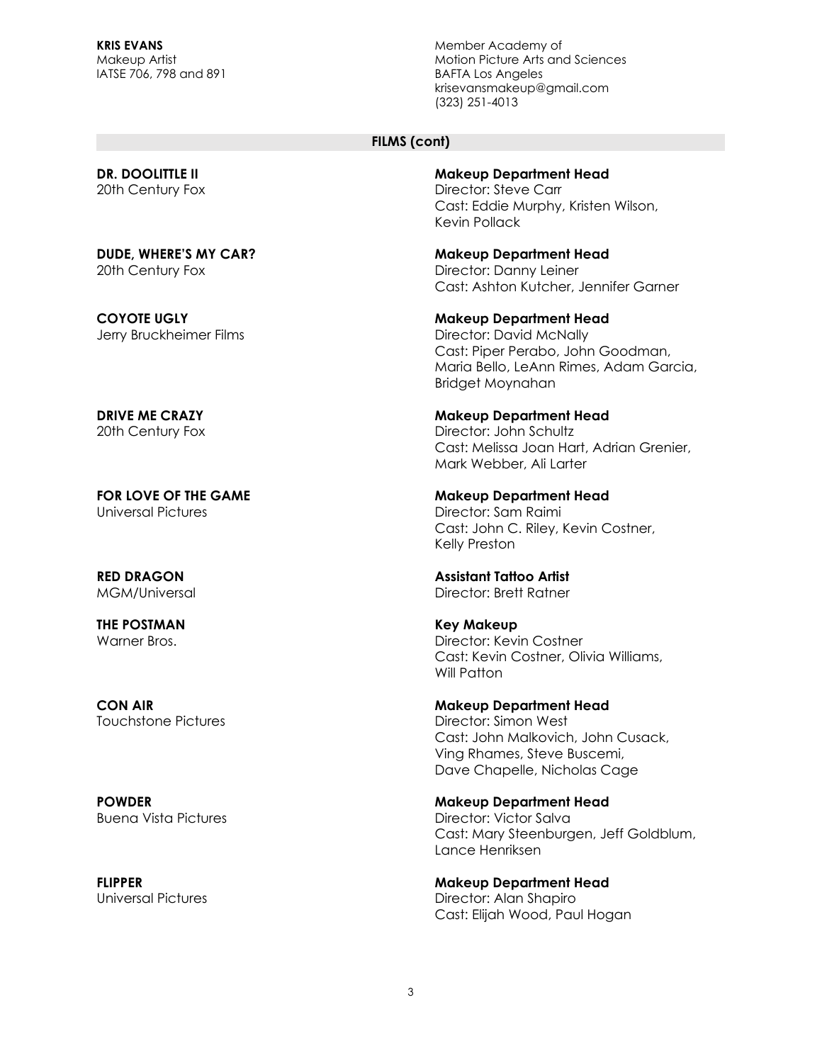**KRIS EVANS**
Makeup Artist
IATSE 706, 798 and 891

Member Academy of
Motion Picture Arts and Sciences
BAFTA Los Angeles
krisevansmakeup@gmail.com
(323) 251-4013

## FILMS (cont)

**DR. DOOLITTLE II**
20th Century Fox
**Makeup Department Head**
Director: Steve Carr
Cast: Eddie Murphy, Kristen Wilson, Kevin Pollack

**DUDE, WHERE'S MY CAR?**
20th Century Fox
**Makeup Department Head**
Director: Danny Leiner
Cast: Ashton Kutcher, Jennifer Garner

**COYOTE UGLY**
Jerry Bruckheimer Films
**Makeup Department Head**
Director: David McNally
Cast: Piper Perabo, John Goodman, Maria Bello, LeAnn Rimes, Adam Garcia, Bridget Moynahan

**DRIVE ME CRAZY**
20th Century Fox
**Makeup Department Head**
Director: John Schultz
Cast: Melissa Joan Hart, Adrian Grenier, Mark Webber, Ali Larter

**FOR LOVE OF THE GAME**
Universal Pictures
**Makeup Department Head**
Director: Sam Raimi
Cast: John C. Riley, Kevin Costner, Kelly Preston

**RED DRAGON**
MGM/Universal
**Assistant Tattoo Artist**
Director: Brett Ratner

**THE POSTMAN**
Warner Bros.
**Key Makeup**
Director: Kevin Costner
Cast: Kevin Costner, Olivia Williams, Will Patton

**CON AIR**
Touchstone Pictures
**Makeup Department Head**
Director: Simon West
Cast: John Malkovich, John Cusack, Ving Rhames, Steve Buscemi, Dave Chapelle, Nicholas Cage

**POWDER**
Buena Vista Pictures
**Makeup Department Head**
Director: Victor Salva
Cast: Mary Steenburgen, Jeff Goldblum, Lance Henriksen

**FLIPPER**
Universal Pictures
**Makeup Department Head**
Director: Alan Shapiro
Cast: Elijah Wood, Paul Hogan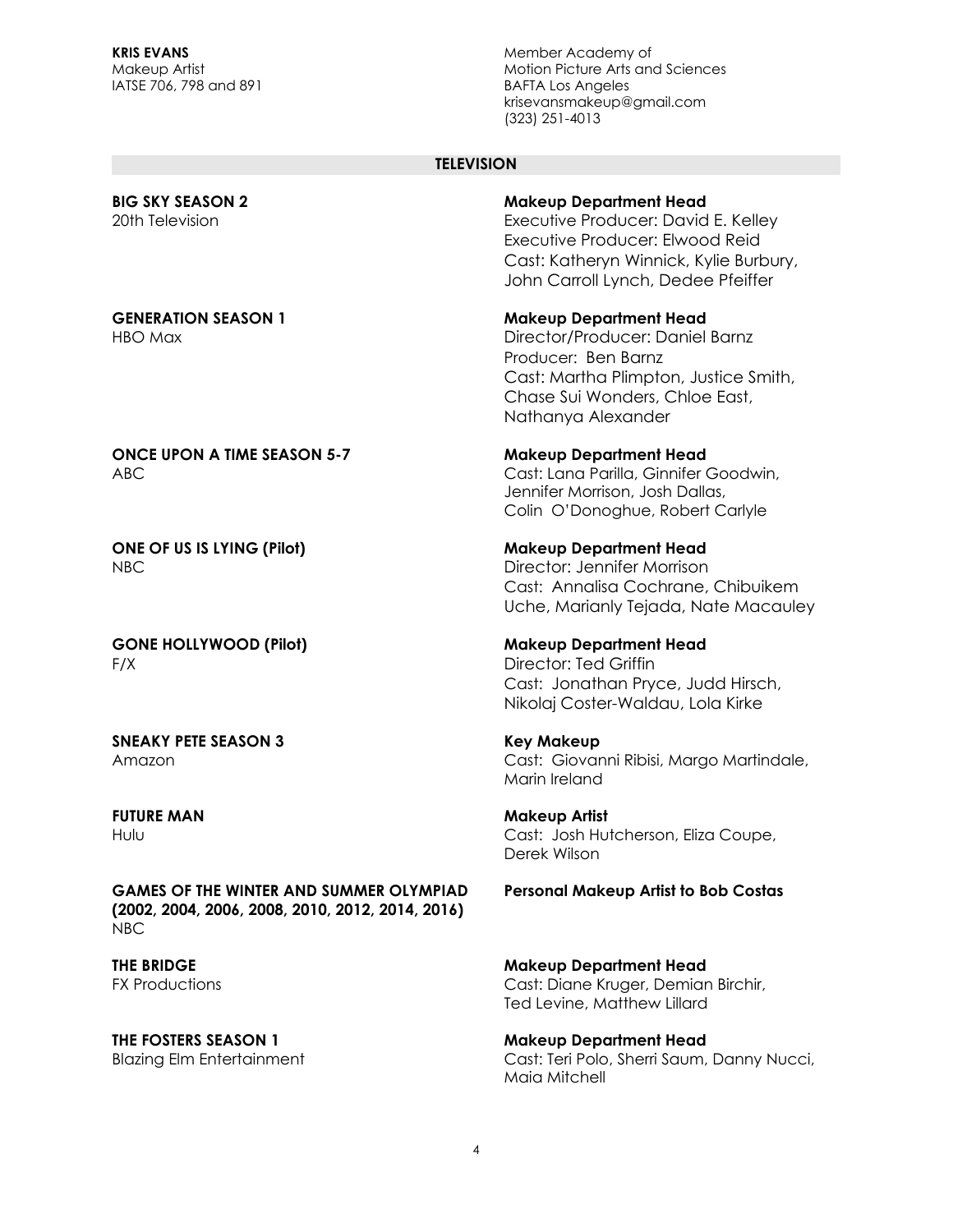**KRIS EVANS**
Makeup Artist
IATSE 706, 798 and 891

Member Academy of
Motion Picture Arts and Sciences
BAFTA Los Angeles
krisevansmakeup@gmail.com
(323) 251-4013

## TELEVISION

**BIG SKY SEASON 2**
20th Television

**Makeup Department Head**
Executive Producer: David E. Kelley
Executive Producer: Elwood Reid
Cast: Katheryn Winnick, Kylie Burbury, John Carroll Lynch, Dedee Pfeiffer

**GENERATION SEASON 1**
HBO Max

**Makeup Department Head**
Director/Producer: Daniel Barnz
Producer: Ben Barnz
Cast: Martha Plimpton, Justice Smith, Chase Sui Wonders, Chloe East, Nathanya Alexander

**ONCE UPON A TIME SEASON 5-7**
ABC

**Makeup Department Head**
Cast: Lana Parilla, Ginnifer Goodwin, Jennifer Morrison, Josh Dallas, Colin O'Donoghue, Robert Carlyle

**ONE OF US IS LYING (Pilot)**
NBC

**Makeup Department Head**
Director: Jennifer Morrison
Cast: Annalisa Cochrane, Chibuikem Uche, Marianly Tejada, Nate Macauley

**GONE HOLLYWOOD (Pilot)**
F/X

**Makeup Department Head**
Director: Ted Griffin
Cast: Jonathan Pryce, Judd Hirsch, Nikolaj Coster-Waldau, Lola Kirke

**SNEAKY PETE SEASON 3**
Amazon

**Key Makeup**
Cast: Giovanni Ribisi, Margo Martindale, Marin Ireland

**FUTURE MAN**
Hulu

**Makeup Artist**
Cast: Josh Hutcherson, Eliza Coupe, Derek Wilson

**GAMES OF THE WINTER AND SUMMER OLYMPIAD (2002, 2004, 2006, 2008, 2010, 2012, 2014, 2016)**
NBC

**Personal Makeup Artist to Bob Costas**

**THE BRIDGE**
FX Productions

**Makeup Department Head**
Cast: Diane Kruger, Demian Birchir, Ted Levine, Matthew Lillard

**THE FOSTERS SEASON 1**
Blazing Elm Entertainment

**Makeup Department Head**
Cast: Teri Polo, Sherri Saum, Danny Nucci, Maia Mitchell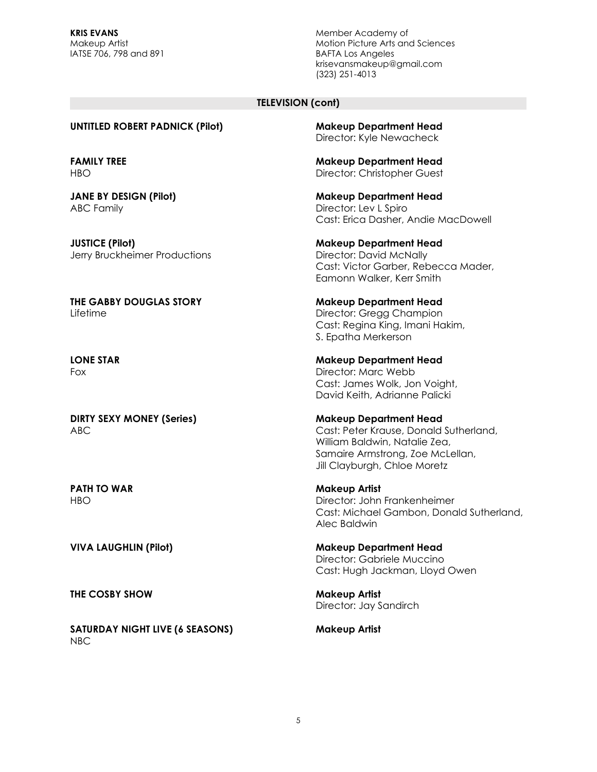**KRIS EVANS**
Makeup Artist
IATSE 706, 798 and 891

Member Academy of
Motion Picture Arts and Sciences
BAFTA Los Angeles
krisevansmakeup@gmail.com
(323) 251-4013

## TELEVISION (cont)

**UNTITLED ROBERT PADNICK (Pilot)**
**Makeup Department Head**
Director: Kyle Newacheck

**FAMILY TREE**
HBO
**Makeup Department Head**
Director: Christopher Guest

**JANE BY DESIGN (Pilot)**
ABC Family
**Makeup Department Head**
Director: Lev L Spiro
Cast: Erica Dasher, Andie MacDowell

**JUSTICE (Pilot)**
Jerry Bruckheimer Productions
**Makeup Department Head**
Director: David McNally
Cast: Victor Garber, Rebecca Mader, Eamonn Walker, Kerr Smith

**THE GABBY DOUGLAS STORY**
Lifetime
**Makeup Department Head**
Director: Gregg Champion
Cast: Regina King, Imani Hakim, S. Epatha Merkerson

**LONE STAR**
Fox
**Makeup Department Head**
Director: Marc Webb
Cast: James Wolk, Jon Voight, David Keith, Adrianne Palicki

**DIRTY SEXY MONEY (Series)**
ABC
**Makeup Department Head**
Cast: Peter Krause, Donald Sutherland, William Baldwin, Natalie Zea, Samaire Armstrong, Zoe McLellan, Jill Clayburgh, Chloe Moretz

**PATH TO WAR**
HBO
**Makeup Artist**
Director: John Frankenheimer
Cast: Michael Gambon, Donald Sutherland, Alec Baldwin

**VIVA LAUGHLIN (Pilot)**
**Makeup Department Head**
Director: Gabriele Muccino
Cast: Hugh Jackman, Lloyd Owen

**THE COSBY SHOW**
**Makeup Artist**
Director: Jay Sandirch

**SATURDAY NIGHT LIVE (6 SEASONS)**
NBC
**Makeup Artist**